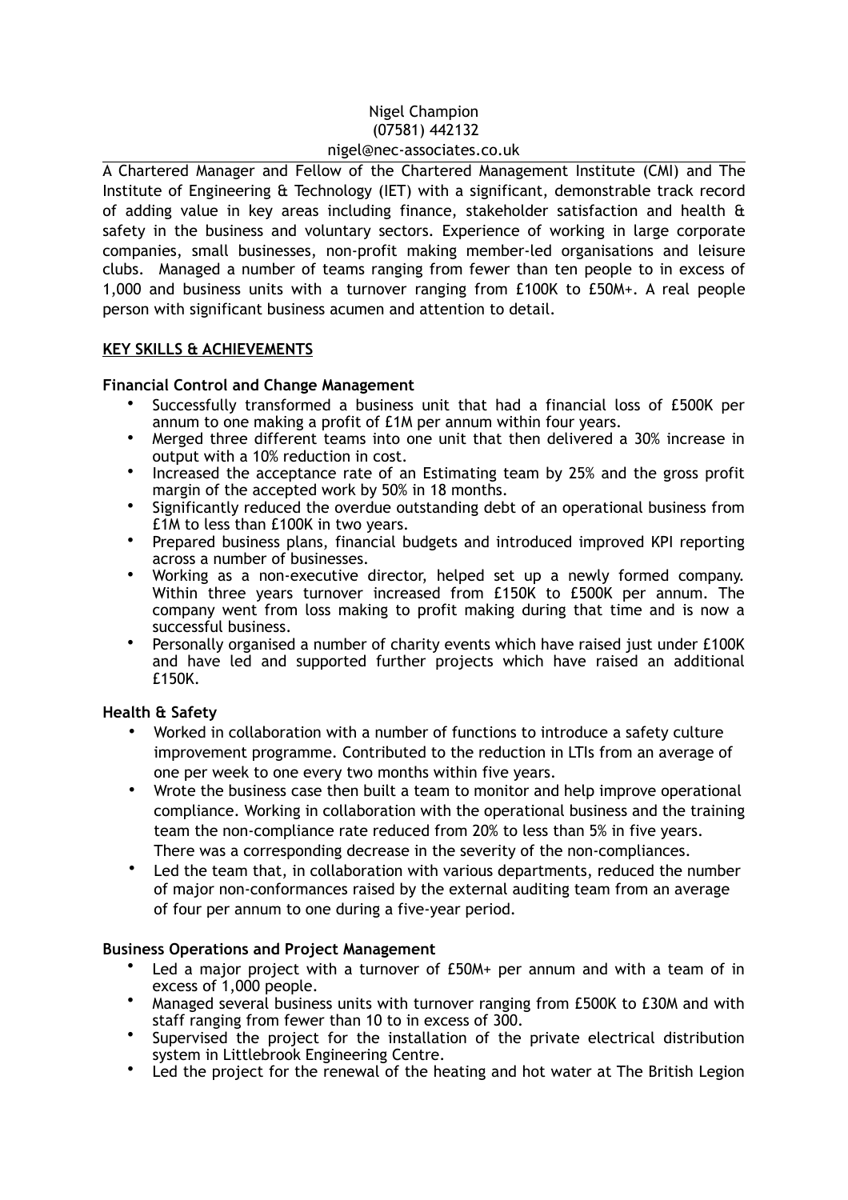Nigel Champion
(07581) 442132
nigel@nec-associates.co.uk

A Chartered Manager and Fellow of the Chartered Management Institute (CMI) and The Institute of Engineering & Technology (IET) with a significant, demonstrable track record of adding value in key areas including finance, stakeholder satisfaction and health & safety in the business and voluntary sectors. Experience of working in large corporate companies, small businesses, non-profit making member-led organisations and leisure clubs. Managed a number of teams ranging from fewer than ten people to in excess of 1,000 and business units with a turnover ranging from £100K to £50M+. A real people person with significant business acumen and attention to detail.

## KEY SKILLS & ACHIEVEMENTS

### Financial Control and Change Management

- Successfully transformed a business unit that had a financial loss of £500K per annum to one making a profit of £1M per annum within four years.
- Merged three different teams into one unit that then delivered a 30% increase in output with a 10% reduction in cost.
- Increased the acceptance rate of an Estimating team by 25% and the gross profit margin of the accepted work by 50% in 18 months.
- Significantly reduced the overdue outstanding debt of an operational business from £1M to less than £100K in two years.
- Prepared business plans, financial budgets and introduced improved KPI reporting across a number of businesses.
- Working as a non-executive director, helped set up a newly formed company. Within three years turnover increased from £150K to £500K per annum. The company went from loss making to profit making during that time and is now a successful business.
- Personally organised a number of charity events which have raised just under £100K and have led and supported further projects which have raised an additional £150K.

### Health & Safety

- Worked in collaboration with a number of functions to introduce a safety culture improvement programme. Contributed to the reduction in LTIs from an average of one per week to one every two months within five years.
- Wrote the business case then built a team to monitor and help improve operational compliance. Working in collaboration with the operational business and the training team the non-compliance rate reduced from 20% to less than 5% in five years. There was a corresponding decrease in the severity of the non-compliances.
- Led the team that, in collaboration with various departments, reduced the number of major non-conformances raised by the external auditing team from an average of four per annum to one during a five-year period.

### Business Operations and Project Management

- Led a major project with a turnover of £50M+ per annum and with a team of in excess of 1,000 people.
- Managed several business units with turnover ranging from £500K to £30M and with staff ranging from fewer than 10 to in excess of 300.
- Supervised the project for the installation of the private electrical distribution system in Littlebrook Engineering Centre.
- Led the project for the renewal of the heating and hot water at The British Legion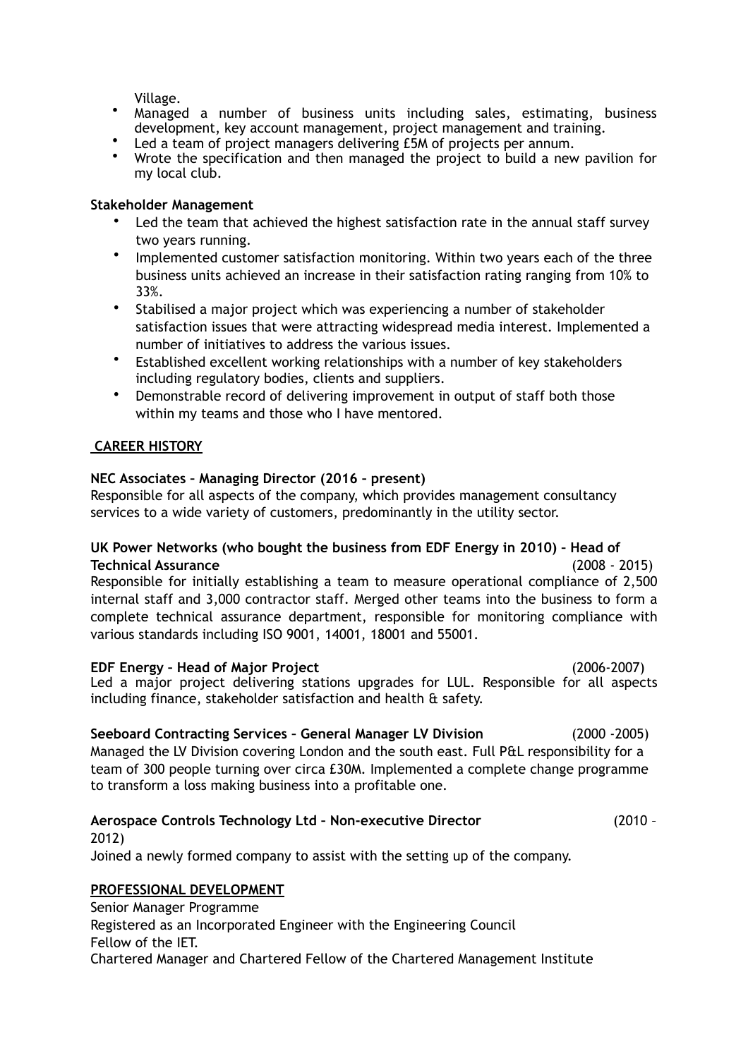Village.

- Managed a number of business units including sales, estimating, business development, key account management, project management and training.
- Led a team of project managers delivering £5M of projects per annum.
- Wrote the specification and then managed the project to build a new pavilion for my local club.

**Stakeholder Management**

- Led the team that achieved the highest satisfaction rate in the annual staff survey two years running.
- Implemented customer satisfaction monitoring. Within two years each of the three business units achieved an increase in their satisfaction rating ranging from 10% to 33%.
- Stabilised a major project which was experiencing a number of stakeholder satisfaction issues that were attracting widespread media interest. Implemented a number of initiatives to address the various issues.
- Established excellent working relationships with a number of key stakeholders including regulatory bodies, clients and suppliers.
- Demonstrable record of delivering improvement in output of staff both those within my teams and those who I have mentored.

## CAREER HISTORY

**NEC Associates – Managing Director (2016 – present)**
Responsible for all aspects of the company, which provides management consultancy services to a wide variety of customers, predominantly in the utility sector.

**UK Power Networks (who bought the business from EDF Energy in 2010) – Head of Technical Assurance** (2008 - 2015)
Responsible for initially establishing a team to measure operational compliance of 2,500 internal staff and 3,000 contractor staff. Merged other teams into the business to form a complete technical assurance department, responsible for monitoring compliance with various standards including ISO 9001, 14001, 18001 and 55001.

**EDF Energy – Head of Major Project** (2006-2007)
Led a major project delivering stations upgrades for LUL. Responsible for all aspects including finance, stakeholder satisfaction and health & safety.

**Seeboard Contracting Services – General Manager LV Division** (2000 -2005)
Managed the LV Division covering London and the south east. Full P&L responsibility for a team of 300 people turning over circa £30M. Implemented a complete change programme to transform a loss making business into a profitable one.

**Aerospace Controls Technology Ltd – Non-executive Director** (2010 – 2012)
Joined a newly formed company to assist with the setting up of the company.

## PROFESSIONAL DEVELOPMENT

Senior Manager Programme
Registered as an Incorporated Engineer with the Engineering Council
Fellow of the IET.
Chartered Manager and Chartered Fellow of the Chartered Management Institute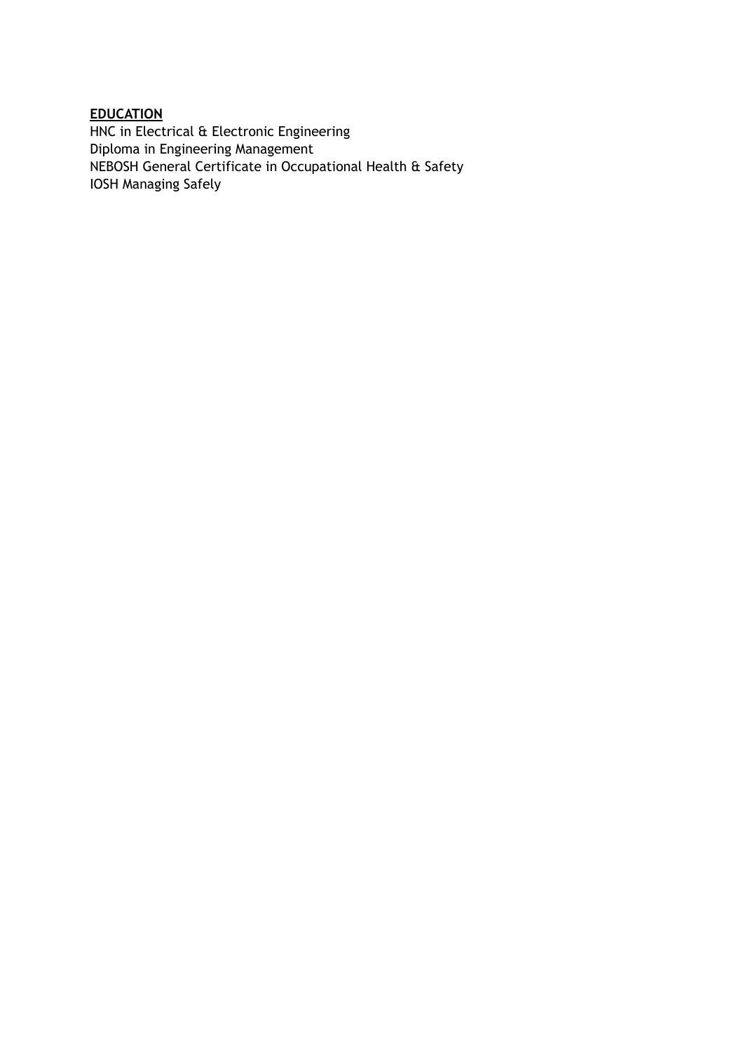**EDUCATION**

HNC in Electrical & Electronic Engineering
Diploma in Engineering Management
NEBOSH General Certificate in Occupational Health & Safety
IOSH Managing Safely